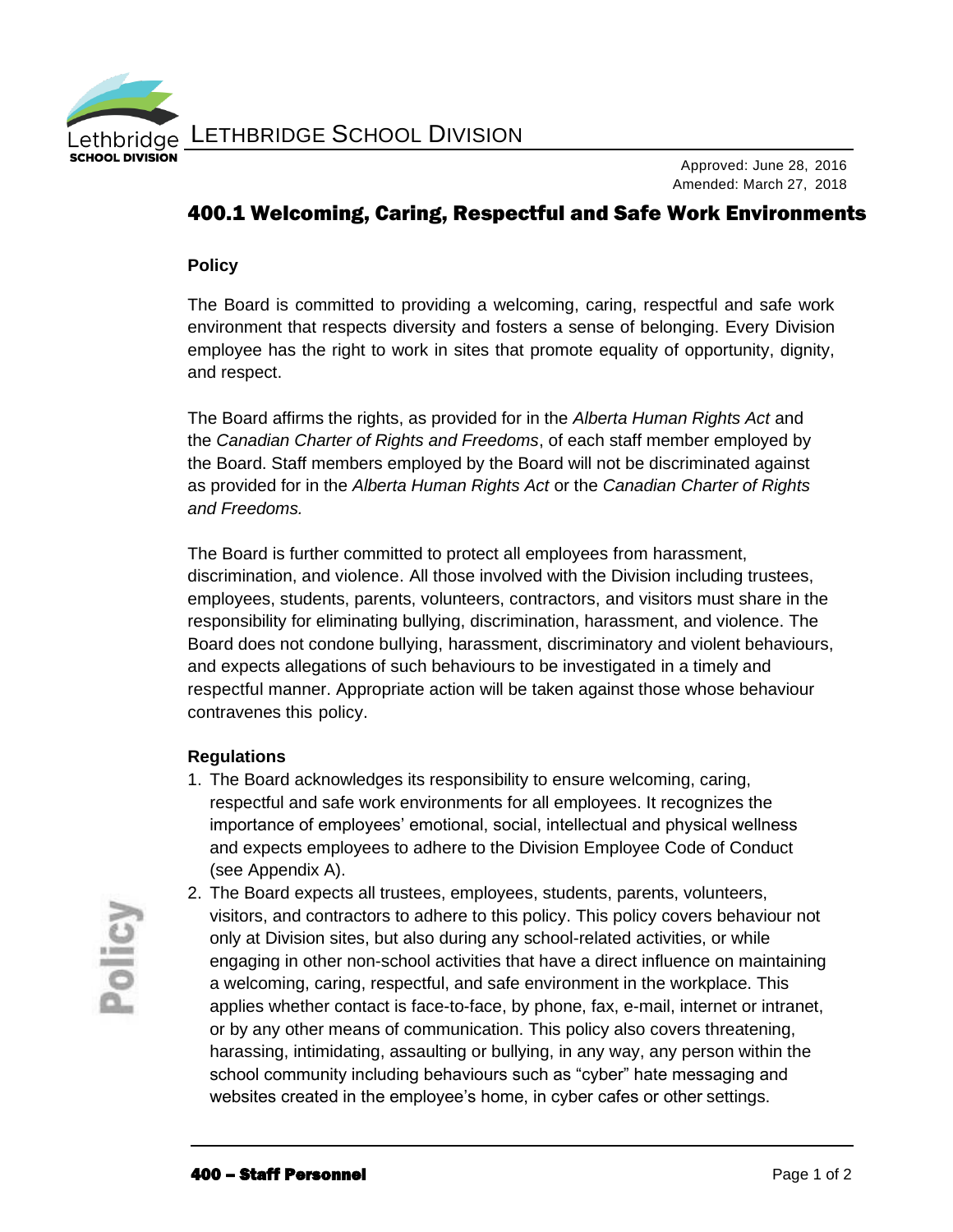LETHBRIDGE SCHOOL DIVISION

Approved: June 28, 2016
Amended: March 27, 2018

# 400.1 Welcoming, Caring, Respectful and Safe Work Environments

### Policy

The Board is committed to providing a welcoming, caring, respectful and safe work environment that respects diversity and fosters a sense of belonging. Every Division employee has the right to work in sites that promote equality of opportunity, dignity, and respect.

The Board affirms the rights, as provided for in the *Alberta Human Rights Act* and the *Canadian Charter of Rights and Freedoms*, of each staff member employed by the Board. Staff members employed by the Board will not be discriminated against as provided for in the *Alberta Human Rights Act* or the *Canadian Charter of Rights and Freedoms.*

The Board is further committed to protect all employees from harassment, discrimination, and violence. All those involved with the Division including trustees, employees, students, parents, volunteers, contractors, and visitors must share in the responsibility for eliminating bullying, discrimination, harassment, and violence. The Board does not condone bullying, harassment, discriminatory and violent behaviours, and expects allegations of such behaviours to be investigated in a timely and respectful manner. Appropriate action will be taken against those whose behaviour contravenes this policy.

### Regulations

1. The Board acknowledges its responsibility to ensure welcoming, caring, respectful and safe work environments for all employees. It recognizes the importance of employees' emotional, social, intellectual and physical wellness and expects employees to adhere to the Division Employee Code of Conduct (see Appendix A).
2. The Board expects all trustees, employees, students, parents, volunteers, visitors, and contractors to adhere to this policy. This policy covers behaviour not only at Division sites, but also during any school-related activities, or while engaging in other non-school activities that have a direct influence on maintaining a welcoming, caring, respectful, and safe environment in the workplace. This applies whether contact is face-to-face, by phone, fax, e-mail, internet or intranet, or by any other means of communication. This policy also covers threatening, harassing, intimidating, assaulting or bullying, in any way, any person within the school community including behaviours such as "cyber" hate messaging and websites created in the employee's home, in cyber cafes or other settings.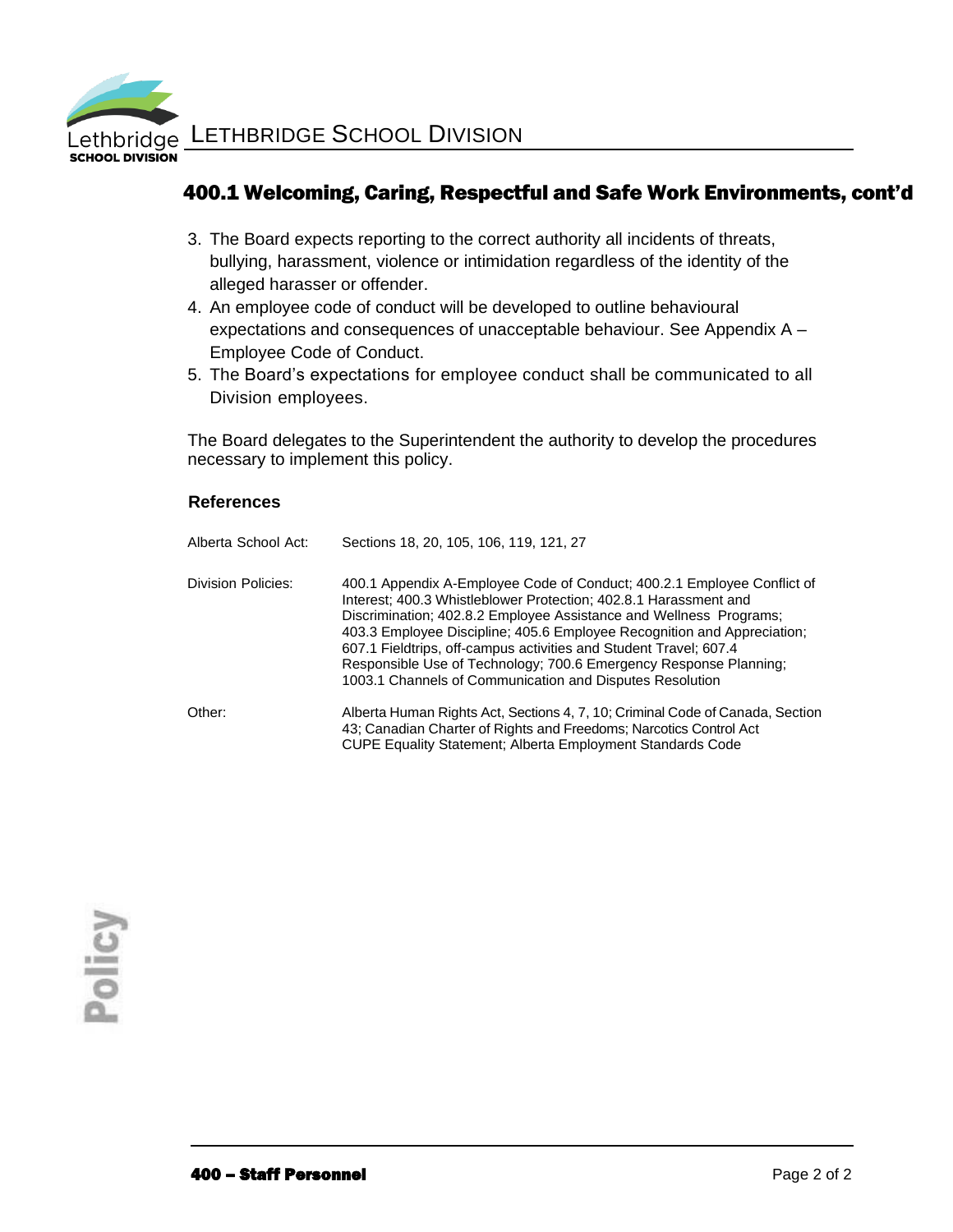## 400.1 Welcoming, Caring, Respectful and Safe Work Environments, cont'd

3. The Board expects reporting to the correct authority all incidents of threats, bullying, harassment, violence or intimidation regardless of the identity of the alleged harasser or offender.
4. An employee code of conduct will be developed to outline behavioural expectations and consequences of unacceptable behaviour. See Appendix A – Employee Code of Conduct.
5. The Board's expectations for employee conduct shall be communicated to all Division employees.

The Board delegates to the Superintendent the authority to develop the procedures necessary to implement this policy.

**References**

| | |
|---|---|
| Alberta School Act: | Sections 18, 20, 105, 106, 119, 121, 27 |
| Division Policies: | 400.1 Appendix A-Employee Code of Conduct; 400.2.1 Employee Conflict of Interest; 400.3 Whistleblower Protection; 402.8.1 Harassment and Discrimination; 402.8.2 Employee Assistance and Wellness Programs; 403.3 Employee Discipline; 405.6 Employee Recognition and Appreciation; 607.1 Fieldtrips, off-campus activities and Student Travel; 607.4 Responsible Use of Technology; 700.6 Emergency Response Planning; 1003.1 Channels of Communication and Disputes Resolution |
| Other: | Alberta Human Rights Act, Sections 4, 7, 10; Criminal Code of Canada, Section 43; Canadian Charter of Rights and Freedoms; Narcotics Control Act CUPE Equality Statement; Alberta Employment Standards Code |